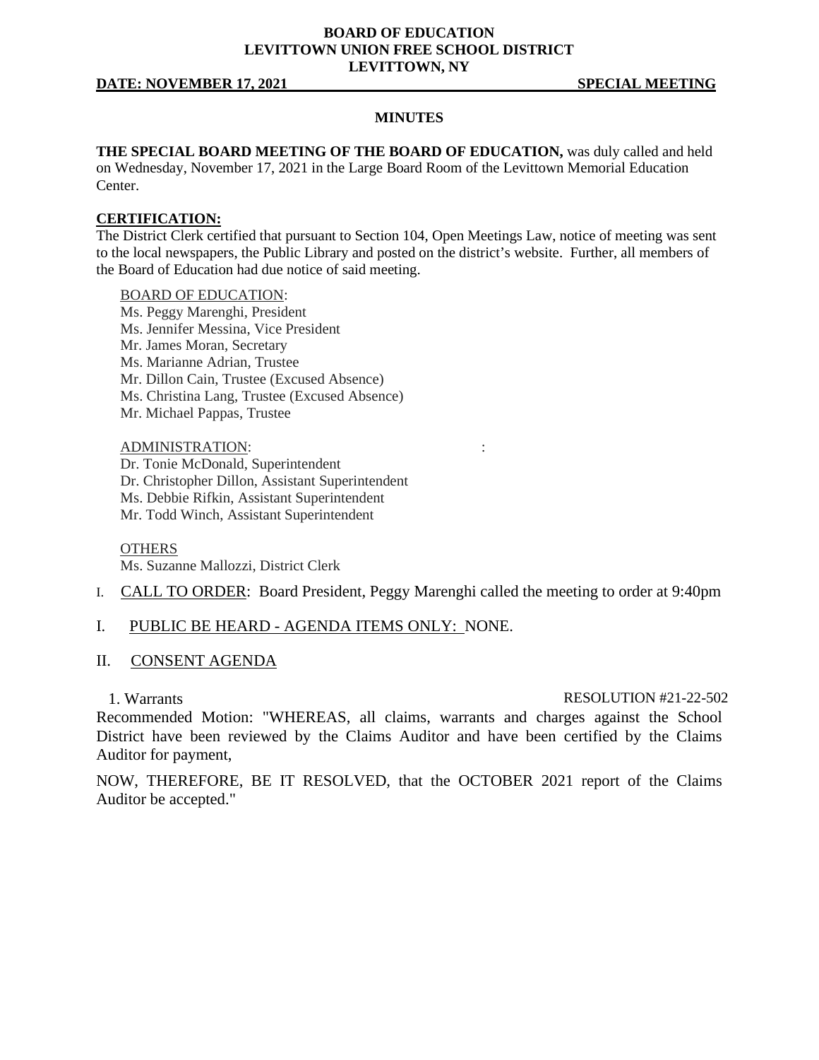**BOARD OF EDUCATION**
**LEVITTOWN UNION FREE SCHOOL DISTRICT**
**LEVITTOWN, NY**

**DATE: NOVEMBER 17, 2021** **SPECIAL MEETING**

**MINUTES**

**THE SPECIAL BOARD MEETING OF THE BOARD OF EDUCATION,** was duly called and held on Wednesday, November 17, 2021 in the Large Board Room of the Levittown Memorial Education Center.

**CERTIFICATION:**

The District Clerk certified that pursuant to Section 104, Open Meetings Law, notice of meeting was sent to the local newspapers, the Public Library and posted on the district's website. Further, all members of the Board of Education had due notice of said meeting.

BOARD OF EDUCATION:
Ms. Peggy Marenghi, President
Ms. Jennifer Messina, Vice President
Mr. James Moran, Secretary
Ms. Marianne Adrian, Trustee
Mr. Dillon Cain, Trustee (Excused Absence)
Ms. Christina Lang, Trustee (Excused Absence)
Mr. Michael Pappas, Trustee

ADMINISTRATION: :
Dr. Tonie McDonald, Superintendent
Dr. Christopher Dillon, Assistant Superintendent
Ms. Debbie Rifkin, Assistant Superintendent
Mr. Todd Winch, Assistant Superintendent

OTHERS
Ms. Suzanne Mallozzi, District Clerk

I. CALL TO ORDER: Board President, Peggy Marenghi called the meeting to order at 9:40pm

I. PUBLIC BE HEARD - AGENDA ITEMS ONLY: NONE.

II. CONSENT AGENDA

1. Warrants RESOLUTION #21-22-502

Recommended Motion: "WHEREAS, all claims, warrants and charges against the School District have been reviewed by the Claims Auditor and have been certified by the Claims Auditor for payment,

NOW, THEREFORE, BE IT RESOLVED, that the OCTOBER 2021 report of the Claims Auditor be accepted."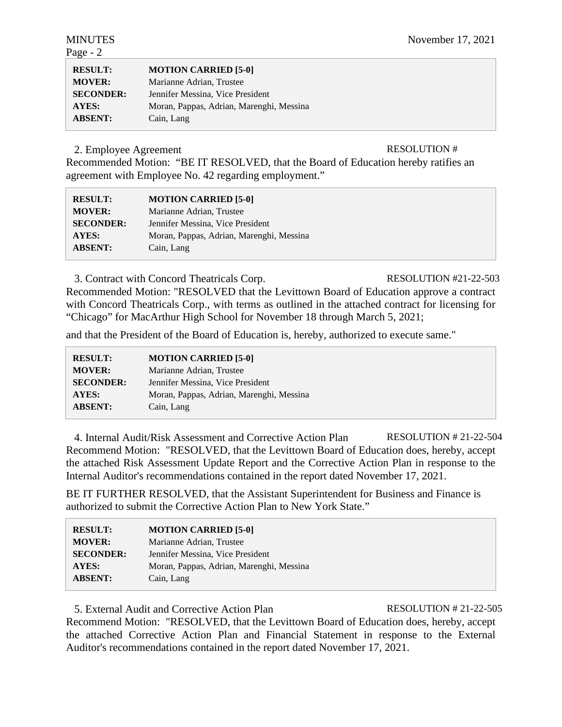| | |
|---|---|
| **RESULT:** | **MOTION CARRIED [5-0]** |
| **MOVER:** | Marianne Adrian, Trustee |
| **SECONDER:** | Jennifer Messina, Vice President |
| **AYES:** | Moran, Pappas, Adrian, Marenghi, Messina |
| **ABSENT:** | Cain, Lang |

2. Employee Agreement RESOLUTION #

Recommended Motion: "BE IT RESOLVED, that the Board of Education hereby ratifies an agreement with Employee No. 42 regarding employment."

| | |
|---|---|
| **RESULT:** | **MOTION CARRIED [5-0]** |
| **MOVER:** | Marianne Adrian, Trustee |
| **SECONDER:** | Jennifer Messina, Vice President |
| **AYES:** | Moran, Pappas, Adrian, Marenghi, Messina |
| **ABSENT:** | Cain, Lang |

3. Contract with Concord Theatricals Corp. RESOLUTION #21-22-503

Recommended Motion: "RESOLVED that the Levittown Board of Education approve a contract with Concord Theatricals Corp., with terms as outlined in the attached contract for licensing for "Chicago" for MacArthur High School for November 18 through March 5, 2021;

and that the President of the Board of Education is, hereby, authorized to execute same."

| | |
|---|---|
| **RESULT:** | **MOTION CARRIED [5-0]** |
| **MOVER:** | Marianne Adrian, Trustee |
| **SECONDER:** | Jennifer Messina, Vice President |
| **AYES:** | Moran, Pappas, Adrian, Marenghi, Messina |
| **ABSENT:** | Cain, Lang |

4. Internal Audit/Risk Assessment and Corrective Action Plan RESOLUTION # 21-22-504

Recommend Motion: "RESOLVED, that the Levittown Board of Education does, hereby, accept the attached Risk Assessment Update Report and the Corrective Action Plan in response to the Internal Auditor's recommendations contained in the report dated November 17, 2021.

BE IT FURTHER RESOLVED, that the Assistant Superintendent for Business and Finance is authorized to submit the Corrective Action Plan to New York State."

| | |
|---|---|
| **RESULT:** | **MOTION CARRIED [5-0]** |
| **MOVER:** | Marianne Adrian, Trustee |
| **SECONDER:** | Jennifer Messina, Vice President |
| **AYES:** | Moran, Pappas, Adrian, Marenghi, Messina |
| **ABSENT:** | Cain, Lang |

5. External Audit and Corrective Action Plan RESOLUTION # 21-22-505

Recommend Motion: "RESOLVED, that the Levittown Board of Education does, hereby, accept the attached Corrective Action Plan and Financial Statement in response to the External Auditor's recommendations contained in the report dated November 17, 2021.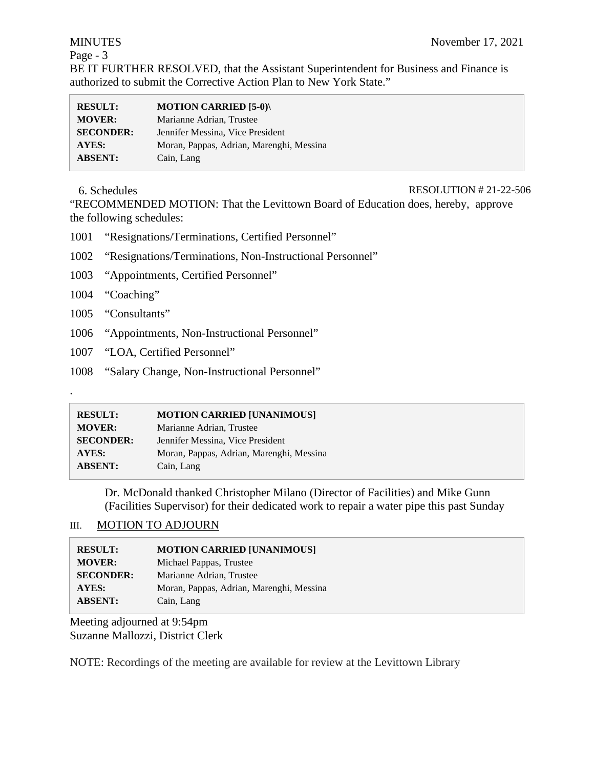BE IT FURTHER RESOLVED, that the Assistant Superintendent for Business and Finance is authorized to submit the Corrective Action Plan to New York State."

| | |
|---|---|
| **RESULT:** | **MOTION CARRIED [5-0)\** |
| **MOVER:** | Marianne Adrian, Trustee |
| **SECONDER:** | Jennifer Messina, Vice President |
| **AYES:** | Moran, Pappas, Adrian, Marenghi, Messina |
| **ABSENT:** | Cain, Lang |

6. Schedules RESOLUTION # 21-22-506

"RECOMMENDED MOTION: That the Levittown Board of Education does, hereby, approve the following schedules:

1001 "Resignations/Terminations, Certified Personnel"

1002 "Resignations/Terminations, Non-Instructional Personnel"

1003 "Appointments, Certified Personnel"

1004 "Coaching"

1005 "Consultants"

1006 "Appointments, Non-Instructional Personnel"

1007 "LOA, Certified Personnel"

1008 "Salary Change, Non-Instructional Personnel"

.

| | |
|---|---|
| **RESULT:** | **MOTION CARRIED [UNANIMOUS]** |
| **MOVER:** | Marianne Adrian, Trustee |
| **SECONDER:** | Jennifer Messina, Vice President |
| **AYES:** | Moran, Pappas, Adrian, Marenghi, Messina |
| **ABSENT:** | Cain, Lang |

Dr. McDonald thanked Christopher Milano (Director of Facilities) and Mike Gunn (Facilities Supervisor) for their dedicated work to repair a water pipe this past Sunday

## III. MOTION TO ADJOURN

| | |
|---|---|
| **RESULT:** | **MOTION CARRIED [UNANIMOUS]** |
| **MOVER:** | Michael Pappas, Trustee |
| **SECONDER:** | Marianne Adrian, Trustee |
| **AYES:** | Moran, Pappas, Adrian, Marenghi, Messina |
| **ABSENT:** | Cain, Lang |

Meeting adjourned at 9:54pm
Suzanne Mallozzi, District Clerk

NOTE: Recordings of the meeting are available for review at the Levittown Library